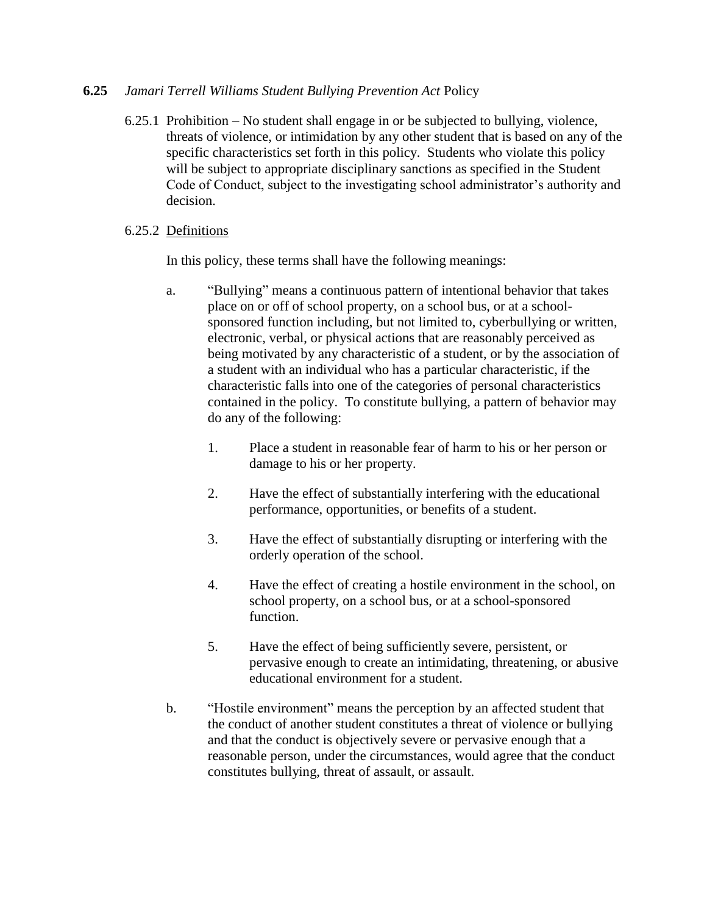## **6.25** *Jamari Terrell Williams Student Bullying Prevention Act* Policy

6.25.1 Prohibition – No student shall engage in or be subjected to bullying, violence, threats of violence, or intimidation by any other student that is based on any of the specific characteristics set forth in this policy. Students who violate this policy will be subject to appropriate disciplinary sanctions as specified in the Student Code of Conduct, subject to the investigating school administrator's authority and decision.

6.25.2 Definitions

In this policy, these terms shall have the following meanings:

a. "Bullying" means a continuous pattern of intentional behavior that takes place on or off of school property, on a school bus, or at a school-sponsored function including, but not limited to, cyberbullying or written, electronic, verbal, or physical actions that are reasonably perceived as being motivated by any characteristic of a student, or by the association of a student with an individual who has a particular characteristic, if the characteristic falls into one of the categories of personal characteristics contained in the policy. To constitute bullying, a pattern of behavior may do any of the following:

   1. Place a student in reasonable fear of harm to his or her person or damage to his or her property.

   2. Have the effect of substantially interfering with the educational performance, opportunities, or benefits of a student.

   3. Have the effect of substantially disrupting or interfering with the orderly operation of the school.

   4. Have the effect of creating a hostile environment in the school, on school property, on a school bus, or at a school-sponsored function.

   5. Have the effect of being sufficiently severe, persistent, or pervasive enough to create an intimidating, threatening, or abusive educational environment for a student.

b. "Hostile environment" means the perception by an affected student that the conduct of another student constitutes a threat of violence or bullying and that the conduct is objectively severe or pervasive enough that a reasonable person, under the circumstances, would agree that the conduct constitutes bullying, threat of assault, or assault.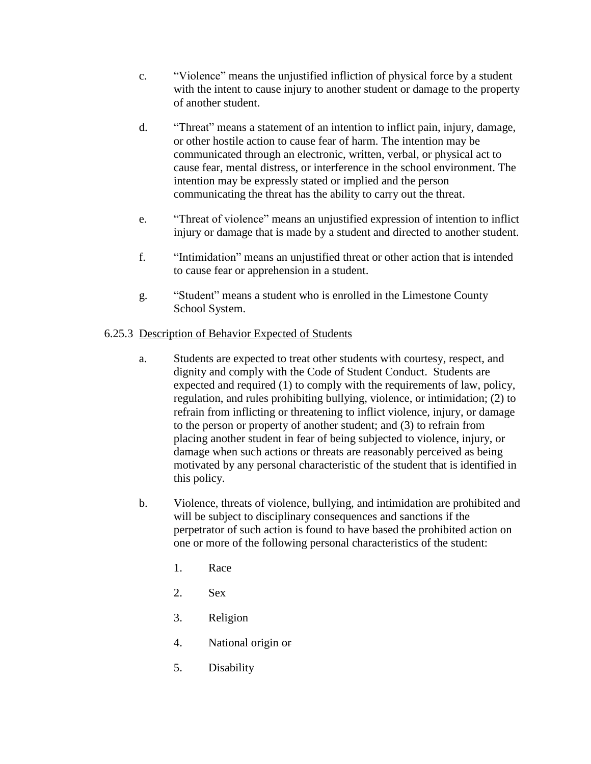c. "Violence" means the unjustified infliction of physical force by a student with the intent to cause injury to another student or damage to the property of another student.

d. "Threat" means a statement of an intention to inflict pain, injury, damage, or other hostile action to cause fear of harm. The intention may be communicated through an electronic, written, verbal, or physical act to cause fear, mental distress, or interference in the school environment. The intention may be expressly stated or implied and the person communicating the threat has the ability to carry out the threat.

e. "Threat of violence" means an unjustified expression of intention to inflict injury or damage that is made by a student and directed to another student.

f. "Intimidation" means an unjustified threat or other action that is intended to cause fear or apprehension in a student.

g. "Student" means a student who is enrolled in the Limestone County School System.

6.25.3 Description of Behavior Expected of Students

a. Students are expected to treat other students with courtesy, respect, and dignity and comply with the Code of Student Conduct. Students are expected and required (1) to comply with the requirements of law, policy, regulation, and rules prohibiting bullying, violence, or intimidation; (2) to refrain from inflicting or threatening to inflict violence, injury, or damage to the person or property of another student; and (3) to refrain from placing another student in fear of being subjected to violence, injury, or damage when such actions or threats are reasonably perceived as being motivated by any personal characteristic of the student that is identified in this policy.

b. Violence, threats of violence, bullying, and intimidation are prohibited and will be subject to disciplinary consequences and sanctions if the perpetrator of such action is found to have based the prohibited action on one or more of the following personal characteristics of the student:

1. Race

2. Sex

3. Religion

4. National origin ~~or~~

5. Disability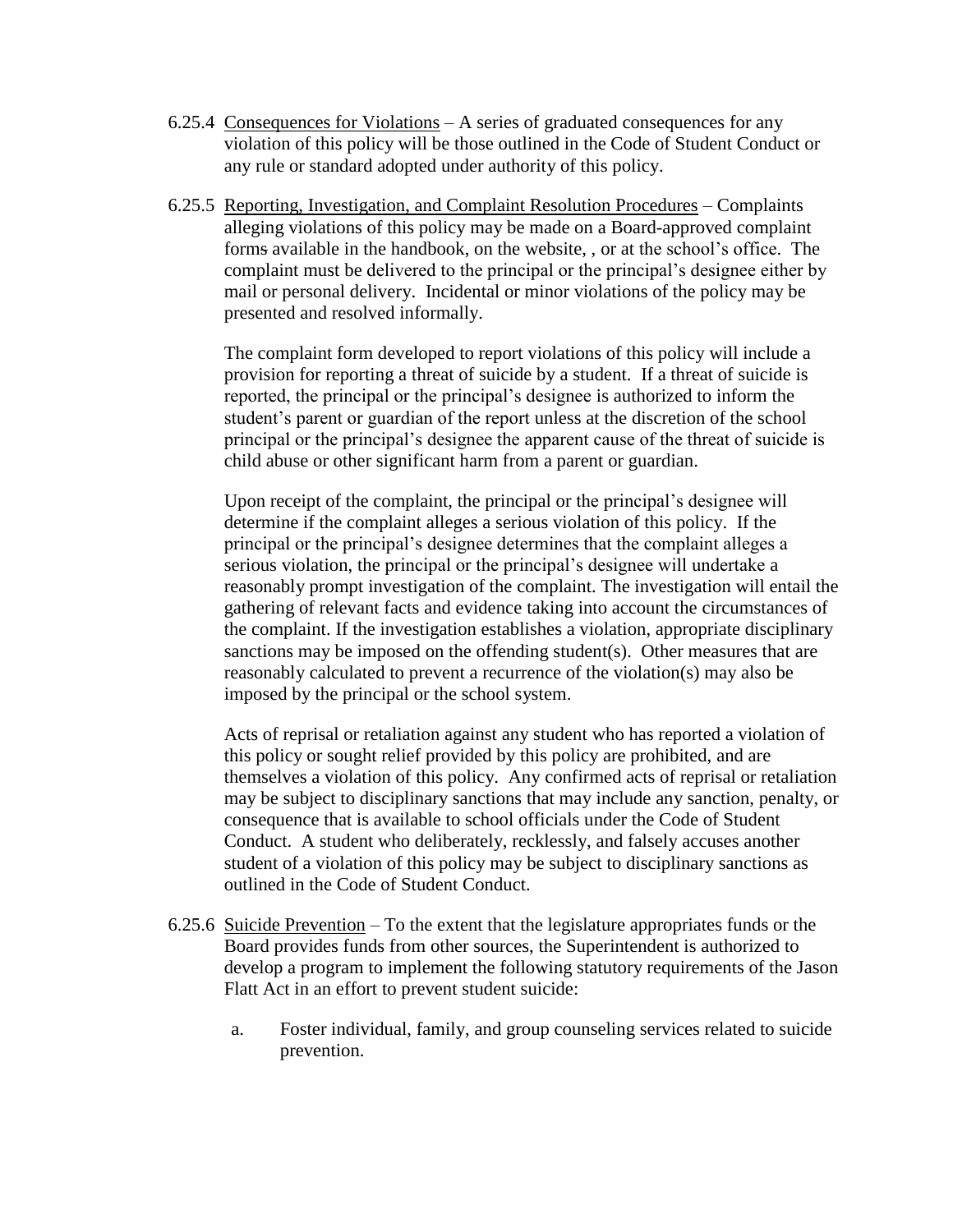6.25.4 <u>Consequences for Violations</u> – A series of graduated consequences for any violation of this policy will be those outlined in the Code of Student Conduct or any rule or standard adopted under authority of this policy.

6.25.5 <u>Reporting, Investigation, and Complaint Resolution Procedures</u> – Complaints alleging violations of this policy may be made on a Board-approved complaint forms available in the handbook, on the website, , or at the school's office. The complaint must be delivered to the principal or the principal's designee either by mail or personal delivery. Incidental or minor violations of the policy may be presented and resolved informally.

The complaint form developed to report violations of this policy will include a provision for reporting a threat of suicide by a student. If a threat of suicide is reported, the principal or the principal's designee is authorized to inform the student's parent or guardian of the report unless at the discretion of the school principal or the principal's designee the apparent cause of the threat of suicide is child abuse or other significant harm from a parent or guardian.

Upon receipt of the complaint, the principal or the principal's designee will determine if the complaint alleges a serious violation of this policy. If the principal or the principal's designee determines that the complaint alleges a serious violation, the principal or the principal's designee will undertake a reasonably prompt investigation of the complaint. The investigation will entail the gathering of relevant facts and evidence taking into account the circumstances of the complaint. If the investigation establishes a violation, appropriate disciplinary sanctions may be imposed on the offending student(s). Other measures that are reasonably calculated to prevent a recurrence of the violation(s) may also be imposed by the principal or the school system.

Acts of reprisal or retaliation against any student who has reported a violation of this policy or sought relief provided by this policy are prohibited, and are themselves a violation of this policy. Any confirmed acts of reprisal or retaliation may be subject to disciplinary sanctions that may include any sanction, penalty, or consequence that is available to school officials under the Code of Student Conduct. A student who deliberately, recklessly, and falsely accuses another student of a violation of this policy may be subject to disciplinary sanctions as outlined in the Code of Student Conduct.

6.25.6 <u>Suicide Prevention</u> – To the extent that the legislature appropriates funds or the Board provides funds from other sources, the Superintendent is authorized to develop a program to implement the following statutory requirements of the Jason Flatt Act in an effort to prevent student suicide:

a. Foster individual, family, and group counseling services related to suicide prevention.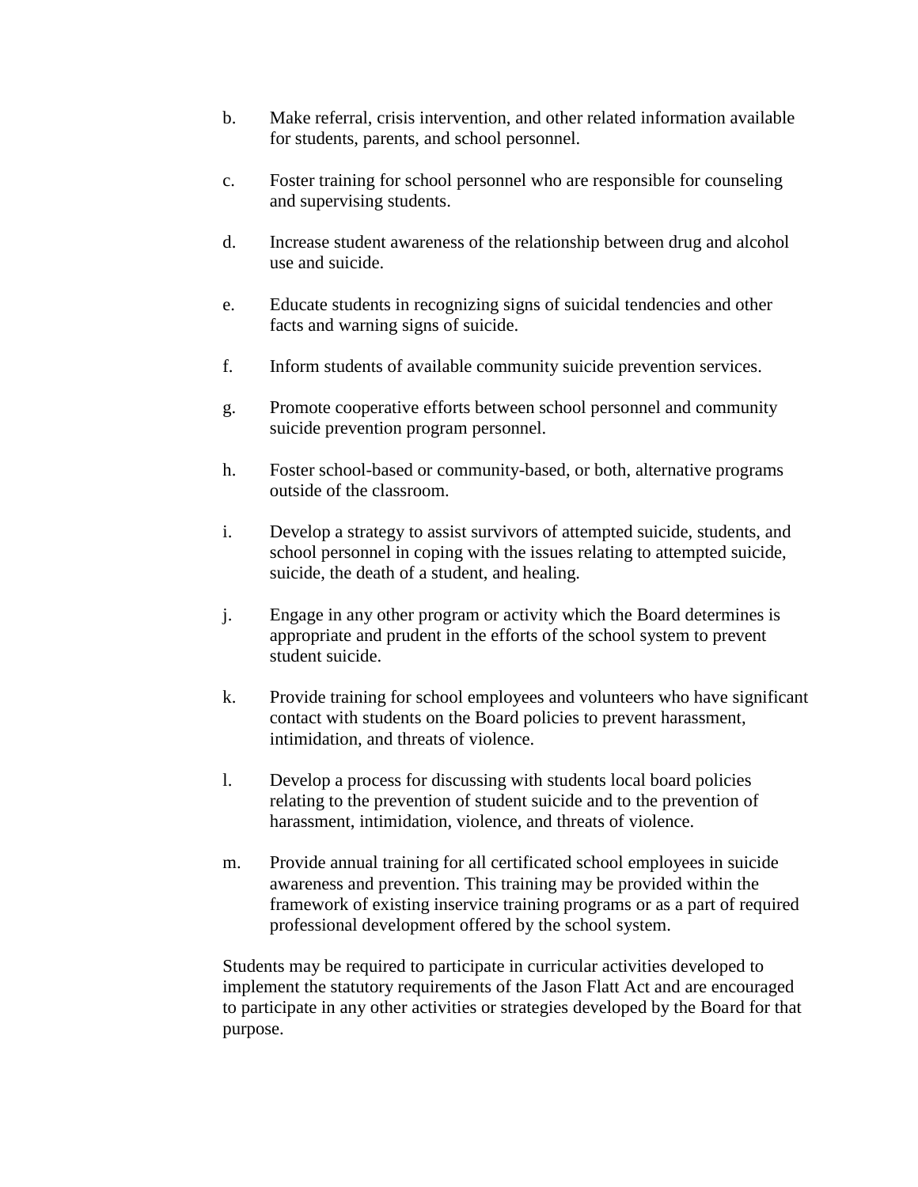b. Make referral, crisis intervention, and other related information available for students, parents, and school personnel.

c. Foster training for school personnel who are responsible for counseling and supervising students.

d. Increase student awareness of the relationship between drug and alcohol use and suicide.

e. Educate students in recognizing signs of suicidal tendencies and other facts and warning signs of suicide.

f. Inform students of available community suicide prevention services.

g. Promote cooperative efforts between school personnel and community suicide prevention program personnel.

h. Foster school-based or community-based, or both, alternative programs outside of the classroom.

i. Develop a strategy to assist survivors of attempted suicide, students, and school personnel in coping with the issues relating to attempted suicide, suicide, the death of a student, and healing.

j. Engage in any other program or activity which the Board determines is appropriate and prudent in the efforts of the school system to prevent student suicide.

k. Provide training for school employees and volunteers who have significant contact with students on the Board policies to prevent harassment, intimidation, and threats of violence.

l. Develop a process for discussing with students local board policies relating to the prevention of student suicide and to the prevention of harassment, intimidation, violence, and threats of violence.

m. Provide annual training for all certificated school employees in suicide awareness and prevention. This training may be provided within the framework of existing inservice training programs or as a part of required professional development offered by the school system.

Students may be required to participate in curricular activities developed to implement the statutory requirements of the Jason Flatt Act and are encouraged to participate in any other activities or strategies developed by the Board for that purpose.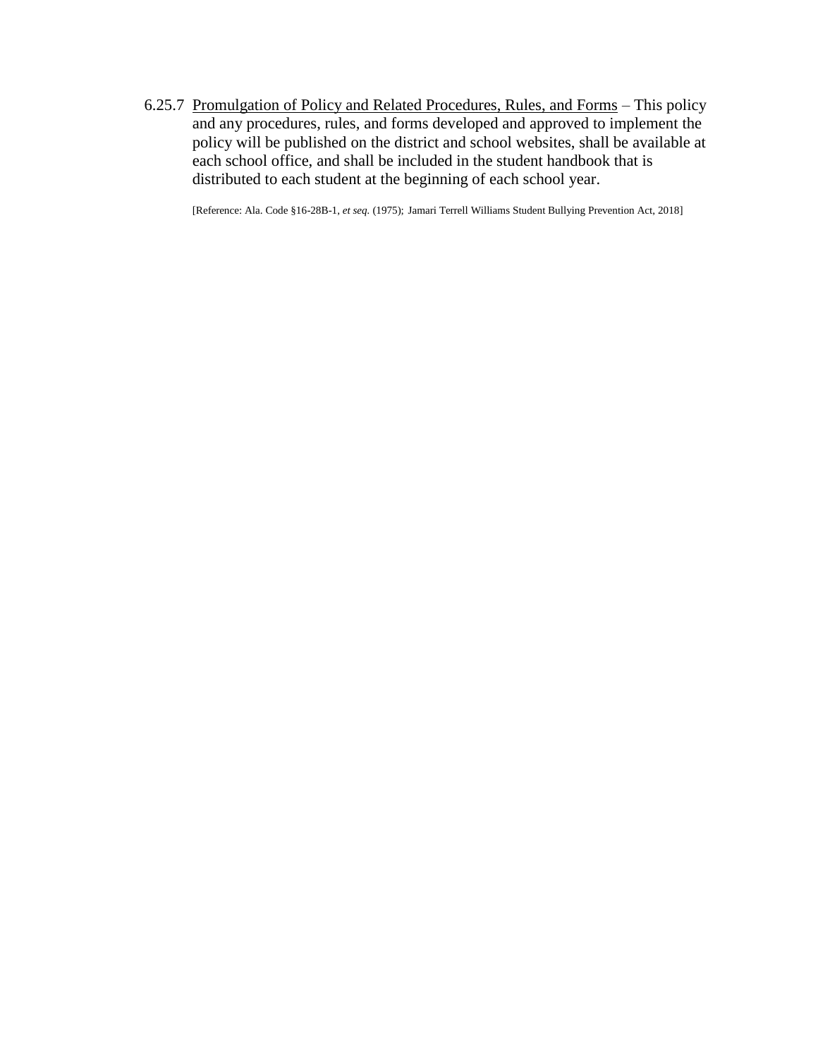6.25.7 <u>Promulgation of Policy and Related Procedures, Rules, and Forms</u> – This policy and any procedures, rules, and forms developed and approved to implement the policy will be published on the district and school websites, shall be available at each school office, and shall be included in the student handbook that is distributed to each student at the beginning of each school year.

[Reference: Ala. Code §16-28B-1, *et seq.* (1975); Jamari Terrell Williams Student Bullying Prevention Act, 2018]